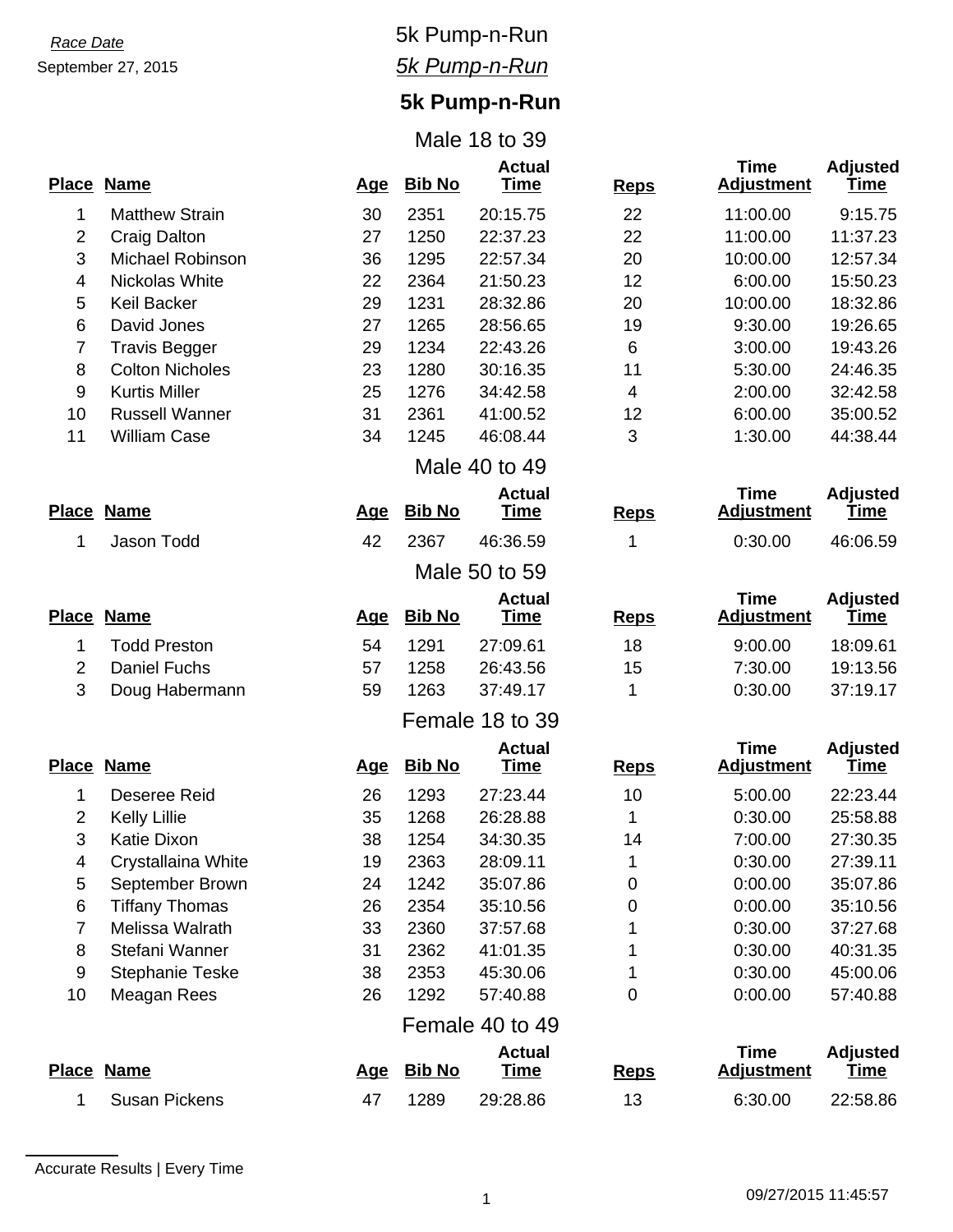*Race Date*

September 27, 2015

5k Pump-n-Run

*5k Pump-n-Run*

# 5k Pump-n-Run

## Male 18 to 39

| Place | Name | Age | Bib No | Actual Time | Reps | Time Adjustment | Adjusted Time |
|---|---|---|---|---|---|---|---|
| 1 | Matthew Strain | 30 | 2351 | 20:15.75 | 22 | 11:00.00 | 9:15.75 |
| 2 | Craig Dalton | 27 | 1250 | 22:37.23 | 22 | 11:00.00 | 11:37.23 |
| 3 | Michael Robinson | 36 | 1295 | 22:57.34 | 20 | 10:00.00 | 12:57.34 |
| 4 | Nickolas White | 22 | 2364 | 21:50.23 | 12 | 6:00.00 | 15:50.23 |
| 5 | Keil Backer | 29 | 1231 | 28:32.86 | 20 | 10:00.00 | 18:32.86 |
| 6 | David Jones | 27 | 1265 | 28:56.65 | 19 | 9:30.00 | 19:26.65 |
| 7 | Travis Begger | 29 | 1234 | 22:43.26 | 6 | 3:00.00 | 19:43.26 |
| 8 | Colton Nicholes | 23 | 1280 | 30:16.35 | 11 | 5:30.00 | 24:46.35 |
| 9 | Kurtis Miller | 25 | 1276 | 34:42.58 | 4 | 2:00.00 | 32:42.58 |
| 10 | Russell Wanner | 31 | 2361 | 41:00.52 | 12 | 6:00.00 | 35:00.52 |
| 11 | William Case | 34 | 1245 | 46:08.44 | 3 | 1:30.00 | 44:38.44 |

## Male 40 to 49

| Place | Name | Age | Bib No | Actual Time | Reps | Time Adjustment | Adjusted Time |
|---|---|---|---|---|---|---|---|
| 1 | Jason Todd | 42 | 2367 | 46:36.59 | 1 | 0:30.00 | 46:06.59 |

## Male 50 to 59

| Place | Name | Age | Bib No | Actual Time | Reps | Time Adjustment | Adjusted Time |
|---|---|---|---|---|---|---|---|
| 1 | Todd Preston | 54 | 1291 | 27:09.61 | 18 | 9:00.00 | 18:09.61 |
| 2 | Daniel Fuchs | 57 | 1258 | 26:43.56 | 15 | 7:30.00 | 19:13.56 |
| 3 | Doug Habermann | 59 | 1263 | 37:49.17 | 1 | 0:30.00 | 37:19.17 |

## Female 18 to 39

| Place | Name | Age | Bib No | Actual Time | Reps | Time Adjustment | Adjusted Time |
|---|---|---|---|---|---|---|---|
| 1 | Deseree Reid | 26 | 1293 | 27:23.44 | 10 | 5:00.00 | 22:23.44 |
| 2 | Kelly Lillie | 35 | 1268 | 26:28.88 | 1 | 0:30.00 | 25:58.88 |
| 3 | Katie Dixon | 38 | 1254 | 34:30.35 | 14 | 7:00.00 | 27:30.35 |
| 4 | Crystallaina White | 19 | 2363 | 28:09.11 | 1 | 0:30.00 | 27:39.11 |
| 5 | September Brown | 24 | 1242 | 35:07.86 | 0 | 0:00.00 | 35:07.86 |
| 6 | Tiffany Thomas | 26 | 2354 | 35:10.56 | 0 | 0:00.00 | 35:10.56 |
| 7 | Melissa Walrath | 33 | 2360 | 37:57.68 | 1 | 0:30.00 | 37:27.68 |
| 8 | Stefani Wanner | 31 | 2362 | 41:01.35 | 1 | 0:30.00 | 40:31.35 |
| 9 | Stephanie Teske | 38 | 2353 | 45:30.06 | 1 | 0:30.00 | 45:00.06 |
| 10 | Meagan Rees | 26 | 1292 | 57:40.88 | 0 | 0:00.00 | 57:40.88 |

## Female 40 to 49

| Place | Name | Age | Bib No | Actual Time | Reps | Time Adjustment | Adjusted Time |
|---|---|---|---|---|---|---|---|
| 1 | Susan Pickens | 47 | 1289 | 29:28.86 | 13 | 6:30.00 | 22:58.86 |

Accurate Results | Every Time

09/27/2015 11:45:57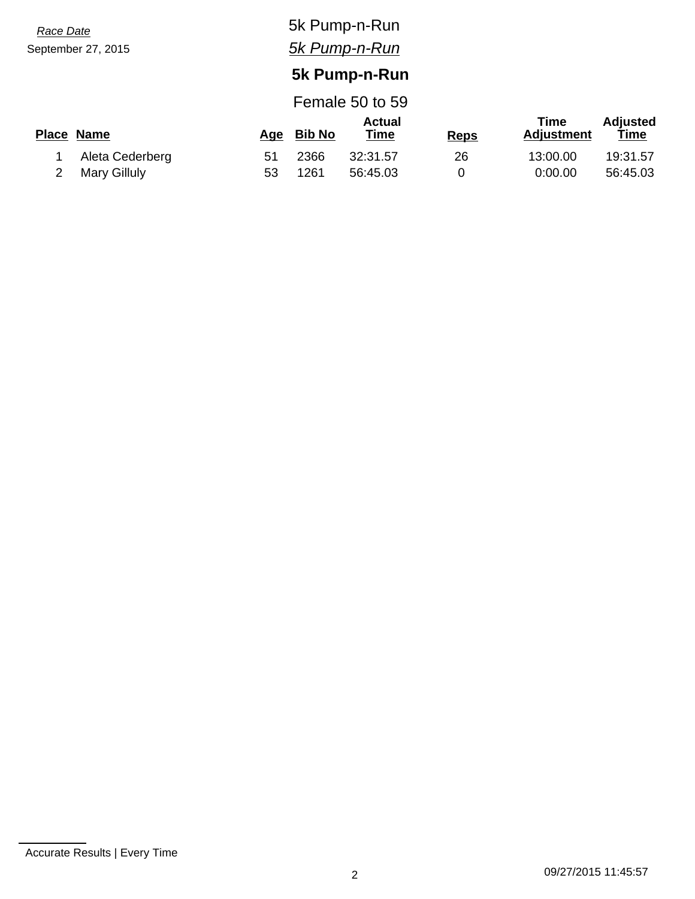*Race Date*

September 27, 2015

5k Pump-n-Run

*5k Pump-n-Run*

## 5k Pump-n-Run

### Female 50 to 59

| Place | Name | Age | Bib No | Actual Time | Reps | Time Adjustment | Adjusted Time |
|---|---|---|---|---|---|---|---|
| 1 | Aleta Cederberg | 51 | 2366 | 32:31.57 | 26 | 13:00.00 | 19:31.57 |
| 2 | Mary Gilluly | 53 | 1261 | 56:45.03 | 0 | 0:00.00 | 56:45.03 |

Accurate Results | Every Time

09/27/2015 11:45:57